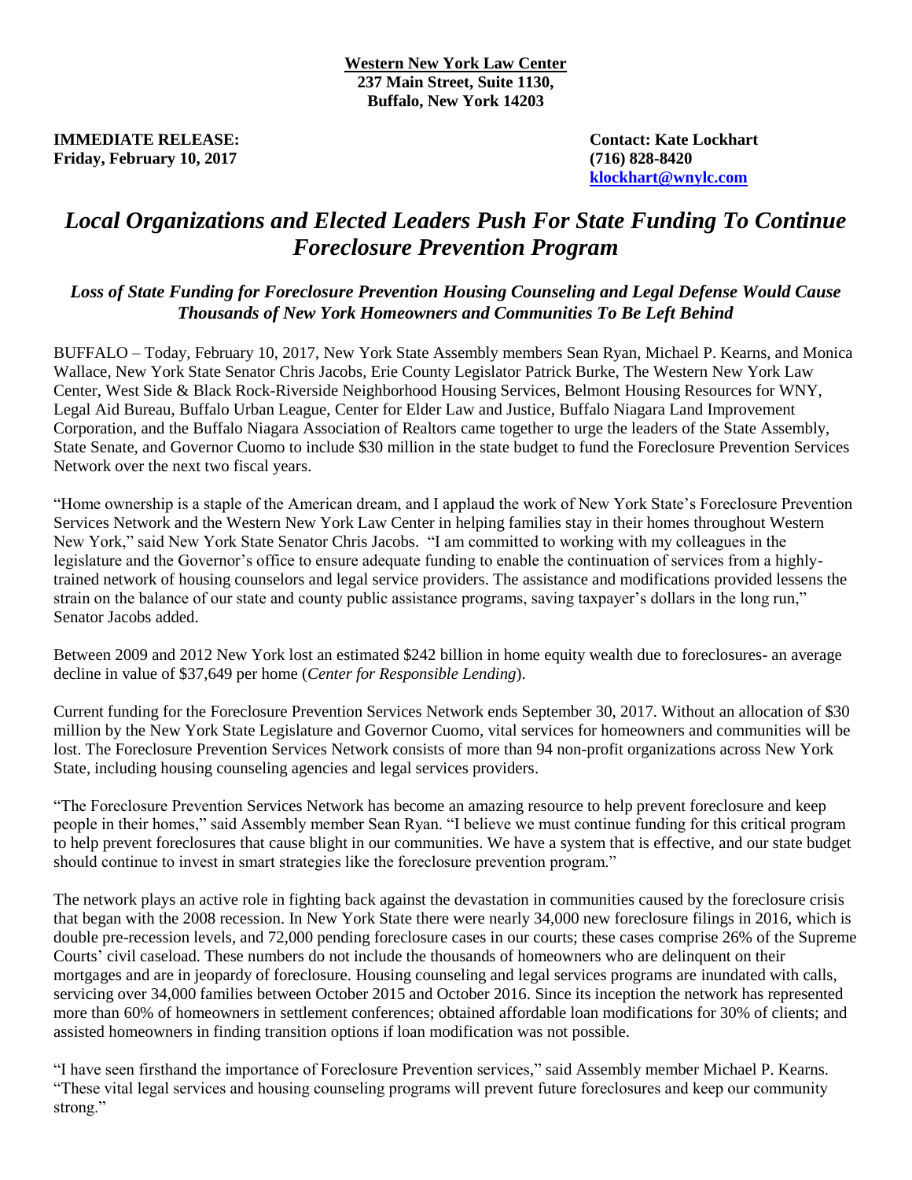**Western New York Law Center**
**237 Main Street, Suite 1130,**
**Buffalo, New York 14203**

**IMMEDIATE RELEASE:**
**Friday, February 10, 2017**

**Contact: Kate Lockhart**
**(716) 828-8420**
**klockhart@wnylc.com**

# *Local Organizations and Elected Leaders Push For State Funding To Continue Foreclosure Prevention Program*

### *Loss of State Funding for Foreclosure Prevention Housing Counseling and Legal Defense Would Cause Thousands of New York Homeowners and Communities To Be Left Behind*

BUFFALO – Today, February 10, 2017, New York State Assembly members Sean Ryan, Michael P. Kearns, and Monica Wallace, New York State Senator Chris Jacobs, Erie County Legislator Patrick Burke, The Western New York Law Center, West Side & Black Rock-Riverside Neighborhood Housing Services, Belmont Housing Resources for WNY, Legal Aid Bureau, Buffalo Urban League, Center for Elder Law and Justice, Buffalo Niagara Land Improvement Corporation, and the Buffalo Niagara Association of Realtors came together to urge the leaders of the State Assembly, State Senate, and Governor Cuomo to include $30 million in the state budget to fund the Foreclosure Prevention Services Network over the next two fiscal years.

"Home ownership is a staple of the American dream, and I applaud the work of New York State's Foreclosure Prevention Services Network and the Western New York Law Center in helping families stay in their homes throughout Western New York," said New York State Senator Chris Jacobs. "I am committed to working with my colleagues in the legislature and the Governor's office to ensure adequate funding to enable the continuation of services from a highly-trained network of housing counselors and legal service providers. The assistance and modifications provided lessens the strain on the balance of our state and county public assistance programs, saving taxpayer's dollars in the long run," Senator Jacobs added.

Between 2009 and 2012 New York lost an estimated $242 billion in home equity wealth due to foreclosures- an average decline in value of $37,649 per home (*Center for Responsible Lending*).

Current funding for the Foreclosure Prevention Services Network ends September 30, 2017. Without an allocation of $30 million by the New York State Legislature and Governor Cuomo, vital services for homeowners and communities will be lost. The Foreclosure Prevention Services Network consists of more than 94 non-profit organizations across New York State, including housing counseling agencies and legal services providers.

"The Foreclosure Prevention Services Network has become an amazing resource to help prevent foreclosure and keep people in their homes," said Assembly member Sean Ryan. "I believe we must continue funding for this critical program to help prevent foreclosures that cause blight in our communities. We have a system that is effective, and our state budget should continue to invest in smart strategies like the foreclosure prevention program."

The network plays an active role in fighting back against the devastation in communities caused by the foreclosure crisis that began with the 2008 recession. In New York State there were nearly 34,000 new foreclosure filings in 2016, which is double pre-recession levels, and 72,000 pending foreclosure cases in our courts; these cases comprise 26% of the Supreme Courts' civil caseload. These numbers do not include the thousands of homeowners who are delinquent on their mortgages and are in jeopardy of foreclosure. Housing counseling and legal services programs are inundated with calls, servicing over 34,000 families between October 2015 and October 2016. Since its inception the network has represented more than 60% of homeowners in settlement conferences; obtained affordable loan modifications for 30% of clients; and assisted homeowners in finding transition options if loan modification was not possible.

"I have seen firsthand the importance of Foreclosure Prevention services," said Assembly member Michael P. Kearns. "These vital legal services and housing counseling programs will prevent future foreclosures and keep our community strong."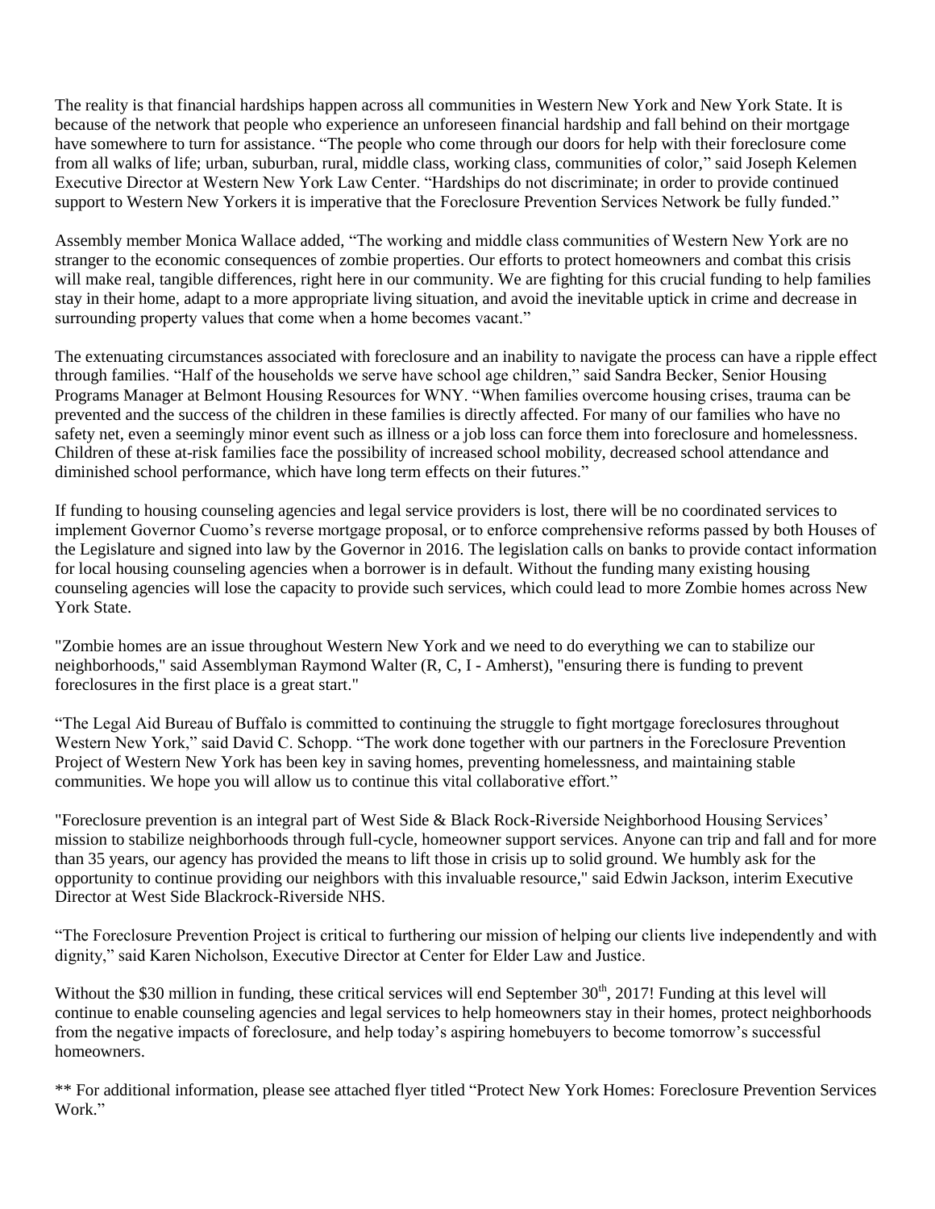The reality is that financial hardships happen across all communities in Western New York and New York State. It is because of the network that people who experience an unforeseen financial hardship and fall behind on their mortgage have somewhere to turn for assistance. "The people who come through our doors for help with their foreclosure come from all walks of life; urban, suburban, rural, middle class, working class, communities of color," said Joseph Kelemen Executive Director at Western New York Law Center. "Hardships do not discriminate; in order to provide continued support to Western New Yorkers it is imperative that the Foreclosure Prevention Services Network be fully funded."

Assembly member Monica Wallace added, "The working and middle class communities of Western New York are no stranger to the economic consequences of zombie properties. Our efforts to protect homeowners and combat this crisis will make real, tangible differences, right here in our community. We are fighting for this crucial funding to help families stay in their home, adapt to a more appropriate living situation, and avoid the inevitable uptick in crime and decrease in surrounding property values that come when a home becomes vacant."

The extenuating circumstances associated with foreclosure and an inability to navigate the process can have a ripple effect through families. "Half of the households we serve have school age children," said Sandra Becker, Senior Housing Programs Manager at Belmont Housing Resources for WNY. "When families overcome housing crises, trauma can be prevented and the success of the children in these families is directly affected. For many of our families who have no safety net, even a seemingly minor event such as illness or a job loss can force them into foreclosure and homelessness. Children of these at-risk families face the possibility of increased school mobility, decreased school attendance and diminished school performance, which have long term effects on their futures."

If funding to housing counseling agencies and legal service providers is lost, there will be no coordinated services to implement Governor Cuomo's reverse mortgage proposal, or to enforce comprehensive reforms passed by both Houses of the Legislature and signed into law by the Governor in 2016. The legislation calls on banks to provide contact information for local housing counseling agencies when a borrower is in default. Without the funding many existing housing counseling agencies will lose the capacity to provide such services, which could lead to more Zombie homes across New York State.

"Zombie homes are an issue throughout Western New York and we need to do everything we can to stabilize our neighborhoods," said Assemblyman Raymond Walter (R, C, I - Amherst), "ensuring there is funding to prevent foreclosures in the first place is a great start."

"The Legal Aid Bureau of Buffalo is committed to continuing the struggle to fight mortgage foreclosures throughout Western New York," said David C. Schopp. "The work done together with our partners in the Foreclosure Prevention Project of Western New York has been key in saving homes, preventing homelessness, and maintaining stable communities. We hope you will allow us to continue this vital collaborative effort."

"Foreclosure prevention is an integral part of West Side & Black Rock-Riverside Neighborhood Housing Services' mission to stabilize neighborhoods through full-cycle, homeowner support services. Anyone can trip and fall and for more than 35 years, our agency has provided the means to lift those in crisis up to solid ground. We humbly ask for the opportunity to continue providing our neighbors with this invaluable resource," said Edwin Jackson, interim Executive Director at West Side Blackrock-Riverside NHS.

"The Foreclosure Prevention Project is critical to furthering our mission of helping our clients live independently and with dignity," said Karen Nicholson, Executive Director at Center for Elder Law and Justice.

Without the $30 million in funding, these critical services will end September 30th, 2017! Funding at this level will continue to enable counseling agencies and legal services to help homeowners stay in their homes, protect neighborhoods from the negative impacts of foreclosure, and help today's aspiring homebuyers to become tomorrow's successful homeowners.

** For additional information, please see attached flyer titled "Protect New York Homes: Foreclosure Prevention Services Work."